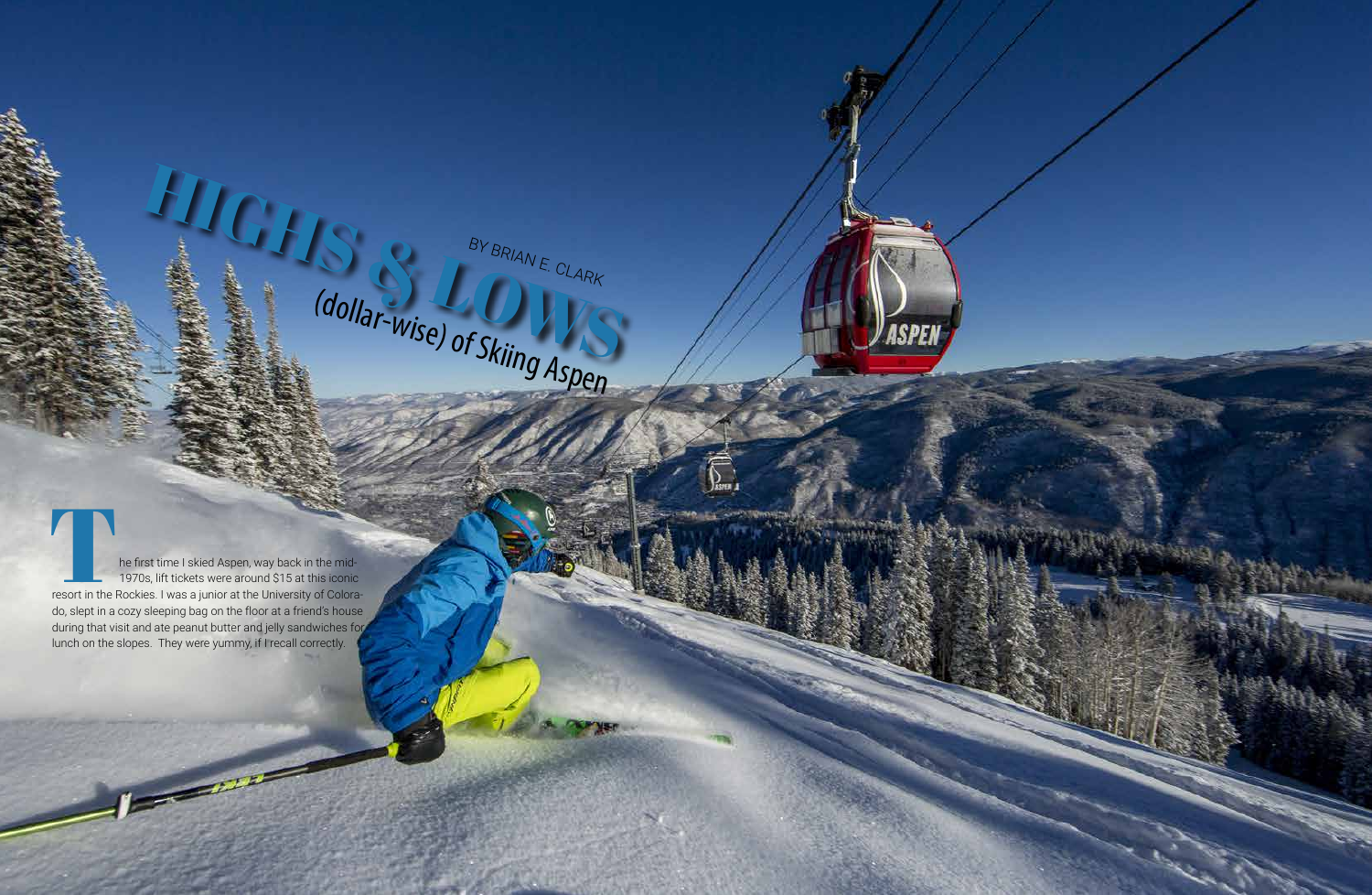# HIGHS & LOWS

## (dollar-wise) of Skiing Aspen

BY BRIAN E. CLARK

The first time I skied Aspen, way back in the mid-1970s, lift tickets were around $15 at this iconic resort in the Rockies. I was a junior at the University of Colorado, slept in a cozy sleeping bag on the floor at a friend's house during that visit and ate peanut butter and jelly sandwiches for lunch on the slopes. They were yummy, if I recall correctly.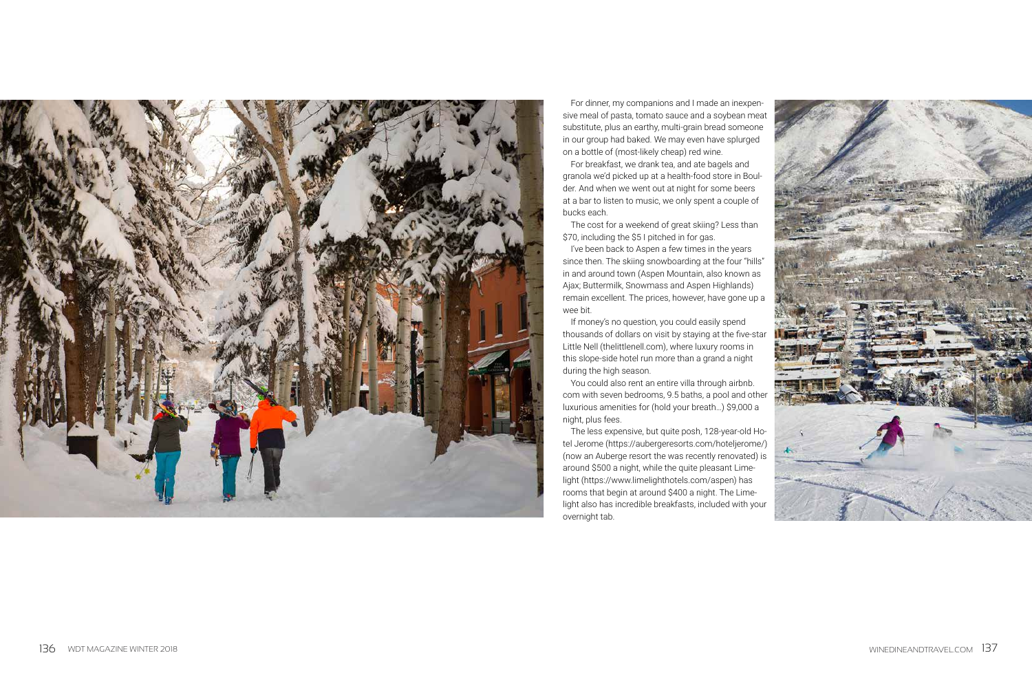For dinner, my companions and I made an inexpensive meal of pasta, tomato sauce and a soybean meat substitute, plus an earthy, multi-grain bread someone in our group had baked. We may even have splurged on a bottle of (most-likely cheap) red wine.

For breakfast, we drank tea, and ate bagels and granola we'd picked up at a health-food store in Boulder. And when we went out at night for some beers at a bar to listen to music, we only spent a couple of bucks each.

The cost for a weekend of great skiing? Less than $70, including the $5 I pitched in for gas.

I've been back to Aspen a few times in the years since then. The skiing snowboarding at the four "hills" in and around town (Aspen Mountain, also known as Ajax; Buttermilk, Snowmass and Aspen Highlands) remain excellent. The prices, however, have gone up a wee bit.

If money's no question, you could easily spend thousands of dollars on visit by staying at the five-star Little Nell (thelittlenell.com), where luxury rooms in this slope-side hotel run more than a grand a night during the high season.

You could also rent an entire villa through airbnb.com with seven bedrooms, 9.5 baths, a pool and other luxurious amenities for (hold your breath…) $9,000 a night, plus fees.

The less expensive, but quite posh, 128-year-old Hotel Jerome (https://aubergeresorts.com/hoteljerome/) (now an Auberge resort the was recently renovated) is around $500 a night, while the quite pleasant Limelight (https://www.limelighthotels.com/aspen) has rooms that begin at around $400 a night. The Limelight also has incredible breakfasts, included with your overnight tab.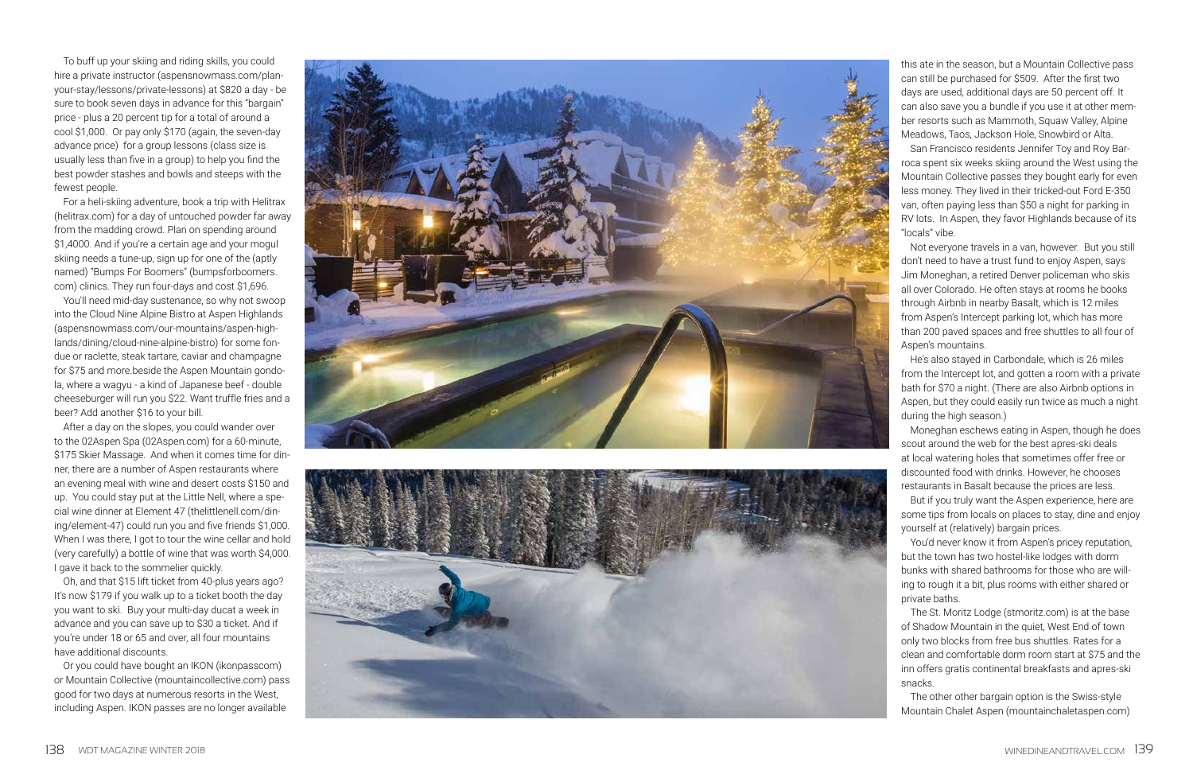To buff up your skiing and riding skills, you could hire a private instructor (aspensnowmass.com/plan-your-stay/lessons/private-lessons) at $820 a day - be sure to book seven days in advance for this "bargain" price - plus a 20 percent tip for a total of around a cool $1,000. Or pay only $170 (again, the seven-day advance price) for a group lessons (class size is usually less than five in a group) to help you find the best powder stashes and bowls and steeps with the fewest people.

For a heli-skiing adventure, book a trip with Helitrax (helitrax.com) for a day of untouched powder far away from the madding crowd. Plan on spending around $1,4000. And if you're a certain age and your mogul skiing needs a tune-up, sign up for one of the (aptly named) "Bumps For Boomers" (bumpsforboomers.com) clinics. They run four-days and cost $1,696.

You'll need mid-day sustenance, so why not swoop into the Cloud Nine Alpine Bistro at Aspen Highlands (aspensnowmass.com/our-mountains/aspen-highlands/dining/cloud-nine-alpine-bistro) for some fondue or raclette, steak tartare, caviar and champagne for $75 and more.beside the Aspen Mountain gondola, where a wagyu - a kind of Japanese beef - double cheeseburger will run you $22. Want truffle fries and a beer? Add another $16 to your bill.

After a day on the slopes, you could wander over to the 02Aspen Spa (02Aspen.com) for a 60-minute, $175 Skier Massage. And when it comes time for dinner, there are a number of Aspen restaurants where an evening meal with wine and desert costs $150 and up. You could stay put at the Little Nell, where a special wine dinner at Element 47 (thelittlenell.com/dining/element-47) could run you and five friends $1,000. When I was there, I got to tour the wine cellar and hold (very carefully) a bottle of wine that was worth $4,000. I gave it back to the sommelier quickly.

Oh, and that $15 lift ticket from 40-plus years ago? It's now $179 if you walk up to a ticket booth the day you want to ski. Buy your multi-day ducat a week in advance and you can save up to $30 a ticket. And if you're under 18 or 65 and over, all four mountains have additional discounts.

Or you could have bought an IKON (ikonpasscom) or Mountain Collective (mountaincollective.com) pass good for two days at numerous resorts in the West, including Aspen. IKON passes are no longer available this ate in the season, but a Mountain Collective pass can still be purchased for $509. After the first two days are used, additional days are 50 percent off. It can also save you a bundle if you use it at other member resorts such as Mammoth, Squaw Valley, Alpine Meadows, Taos, Jackson Hole, Snowbird or Alta.

San Francisco residents Jennifer Toy and Roy Barroca spent six weeks skiing around the West using the Mountain Collective passes they bought early for even less money. They lived in their tricked-out Ford E-350 van, often paying less than $50 a night for parking in RV lots. In Aspen, they favor Highlands because of its "locals" vibe.

Not everyone travels in a van, however. But you still don't need to have a trust fund to enjoy Aspen, says Jim Moneghan, a retired Denver policeman who skis all over Colorado. He often stays at rooms he books through Airbnb in nearby Basalt, which is 12 miles from Aspen's Intercept parking lot, which has more than 200 paved spaces and free shuttles to all four of Aspen's mountains.

He's also stayed in Carbondale, which is 26 miles from the Intercept lot, and gotten a room with a private bath for $70 a night. (There are also Airbnb options in Aspen, but they could easily run twice as much a night during the high season.)

Moneghan eschews eating in Aspen, though he does scout around the web for the best apres-ski deals at local watering holes that sometimes offer free or discounted food with drinks. However, he chooses restaurants in Basalt because the prices are less.

But if you truly want the Aspen experience, here are some tips from locals on places to stay, dine and enjoy yourself at (relatively) bargain prices.

You'd never know it from Aspen's pricey reputation, but the town has two hostel-like lodges with dorm bunks with shared bathrooms for those who are willing to rough it a bit, plus rooms with either shared or private baths.

The St. Moritz Lodge (stmoritz.com) is at the base of Shadow Mountain in the quiet, West End of town only two blocks from free bus shuttles. Rates for a clean and comfortable dorm room start at $75 and the inn offers gratis continental breakfasts and apres-ski snacks.

The other other bargain option is the Swiss-style Mountain Chalet Aspen (mountainchaletaspen.com)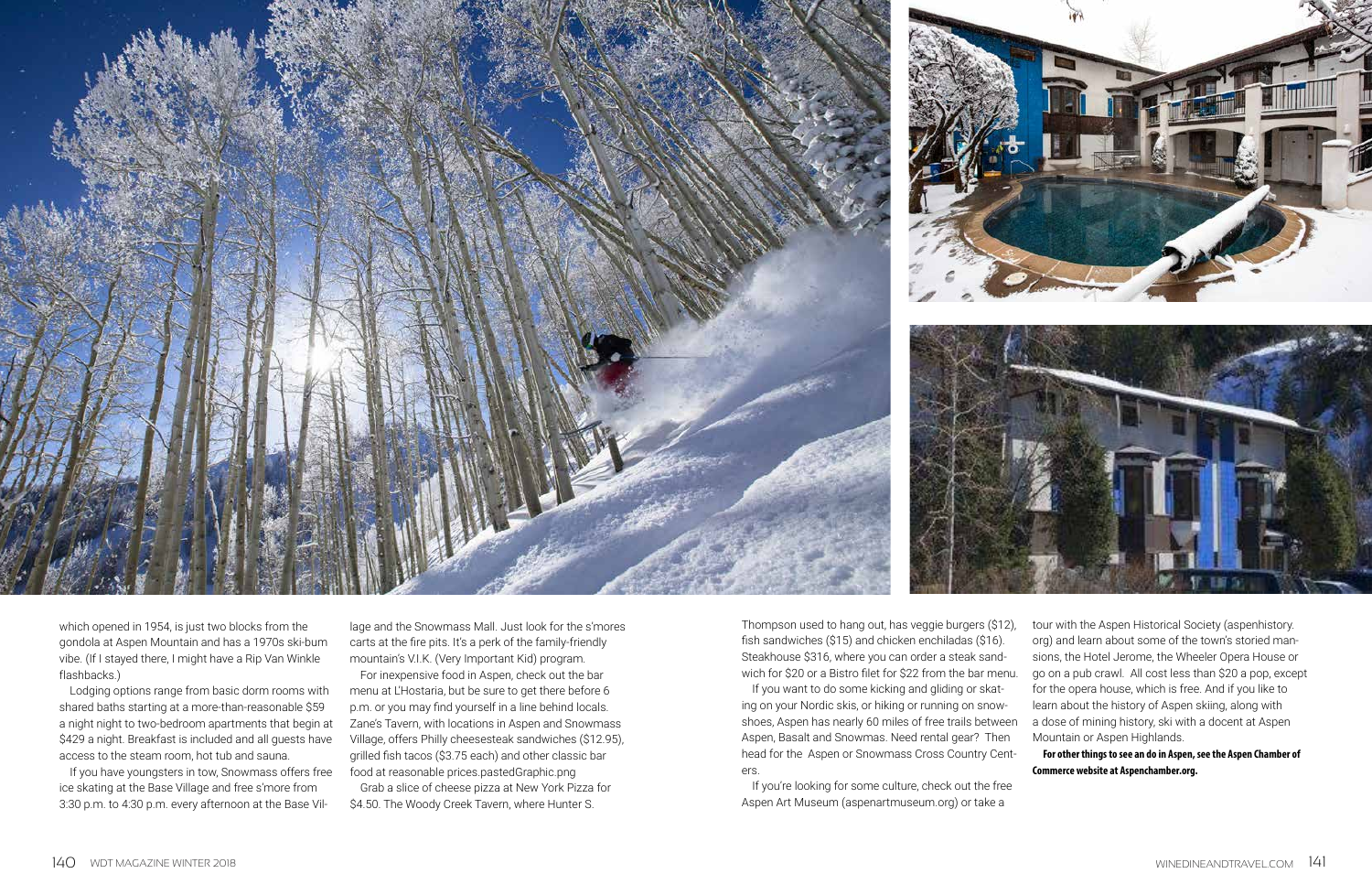which opened in 1954, is just two blocks from the gondola at Aspen Mountain and has a 1970s ski-bum vibe. (If I stayed there, I might have a Rip Van Winkle flashbacks.)

Lodging options range from basic dorm rooms with shared baths starting at a more-than-reasonable $59 a night night to two-bedroom apartments that begin at $429 a night. Breakfast is included and all guests have access to the steam room, hot tub and sauna.

If you have youngsters in tow, Snowmass offers free ice skating at the Base Village and free s'more from 3:30 p.m. to 4:30 p.m. every afternoon at the Base Village and the Snowmass Mall. Just look for the s'mores carts at the fire pits. It's a perk of the family-friendly mountain's V.I.K. (Very Important Kid) program.

For inexpensive food in Aspen, check out the bar menu at L'Hostaria, but be sure to get there before 6 p.m. or you may find yourself in a line behind locals. Zane's Tavern, with locations in Aspen and Snowmass Village, offers Philly cheesesteak sandwiches ($12.95), grilled fish tacos ($3.75 each) and other classic bar food at reasonable prices.pastedGraphic.png

Grab a slice of cheese pizza at New York Pizza for $4.50. The Woody Creek Tavern, where Hunter S. Thompson used to hang out, has veggie burgers ($12), fish sandwiches ($15) and chicken enchiladas ($16). Steakhouse 316, where you can order a steak sandwich for $20 or a Bistro filet for $22 from the bar menu.

If you want to do some kicking and gliding or skating on your Nordic skis, or hiking or running on snowshoes, Aspen has nearly 60 miles of free trails between Aspen, Basalt and Snowmas. Need rental gear? Then head for the Aspen or Snowmass Cross Country Centers.

If you're looking for some culture, check out the free Aspen Art Museum (aspenartmuseum.org) or take a tour with the Aspen Historical Society (aspenhistory.org) and learn about some of the town's storied mansions, the Hotel Jerome, the Wheeler Opera House or go on a pub crawl. All cost less than $20 a pop, except for the opera house, which is free. And if you like to learn about the history of Aspen skiing, along with a dose of mining history, ski with a docent at Aspen Mountain or Aspen Highlands.

**For other things to see an do in Aspen, see the Aspen Chamber of Commerce website at Aspenchamber.org.**